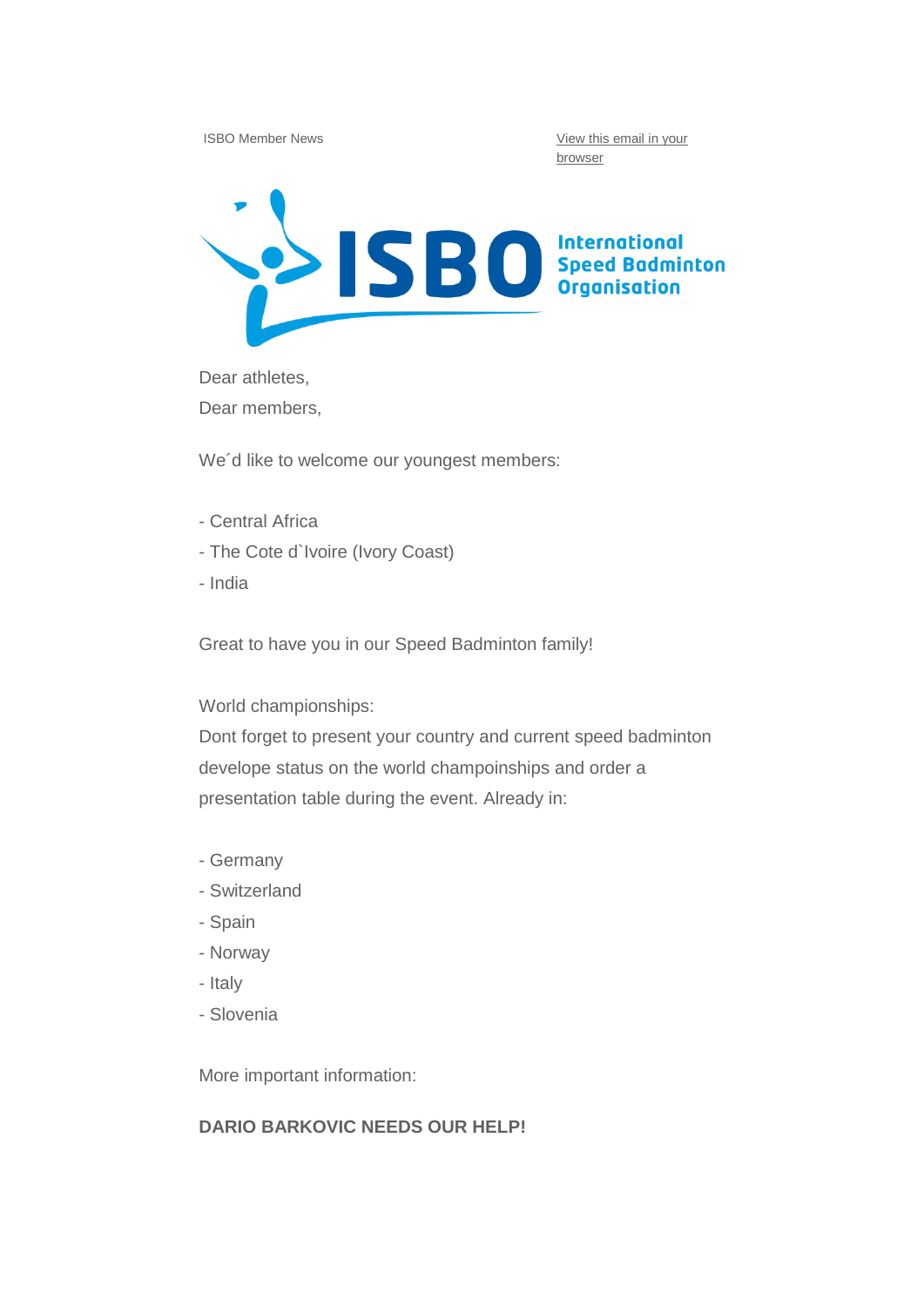ISBO Member News

View this email in your browser

ISBO International Speed Badminton Organisation

Dear athletes,
Dear members,

We´d like to welcome our youngest members:

- Central Africa
- The Cote d`Ivoire (Ivory Coast)
- India

Great to have you in our Speed Badminton family!

World championships:
Dont forget to present your country and current speed badminton develope status on the world champoinships and order a presentation table during the event. Already in:

- Germany
- Switzerland
- Spain
- Norway
- Italy
- Slovenia

More important information:

**DARIO BARKOVIC NEEDS OUR HELP!**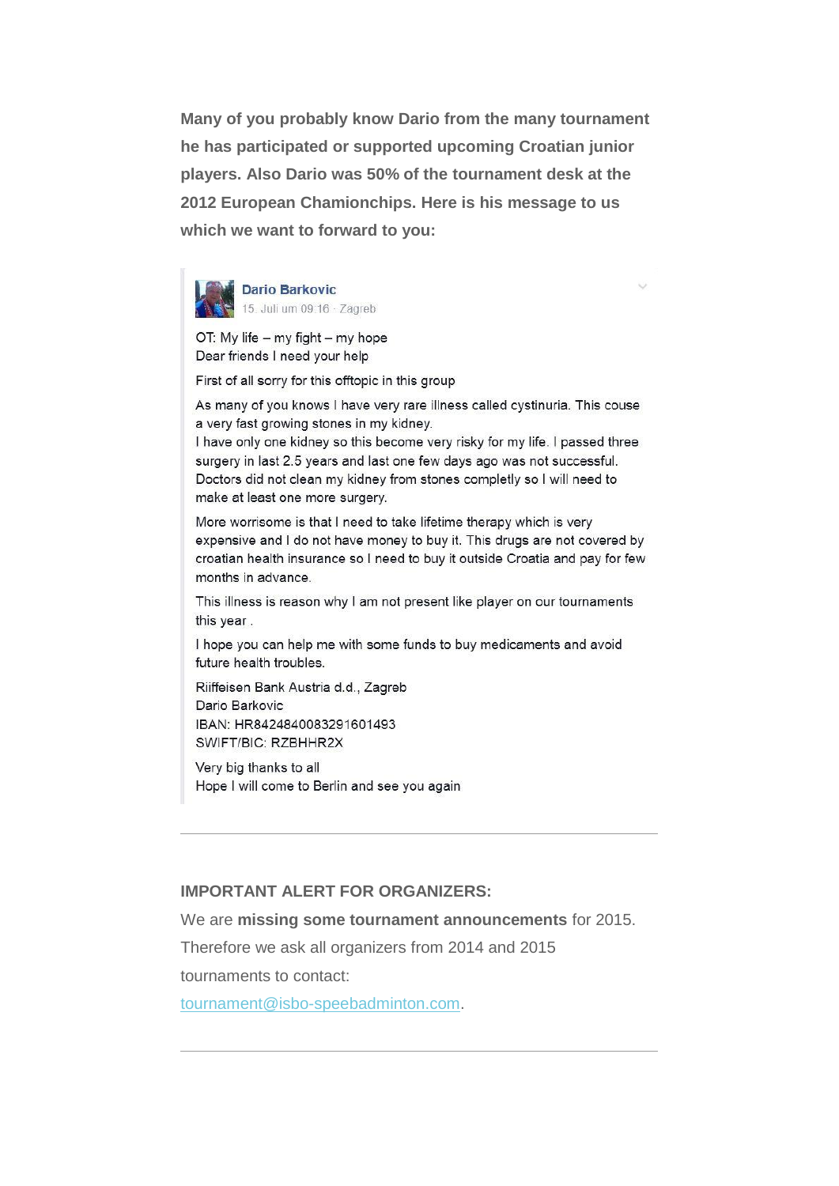**Many of you probably know Dario from the many tournament he has participated or supported upcoming Croatian junior players. Also Dario was 50% of the tournament desk at the 2012 European Chamionchips. Here is his message to us which we want to forward to you:**

> **Dario Barkovic**
> 15. Juli um 09:16 · Zagreb
>
> OT: My life – my fight – my hope
> Dear friends I need your help
>
> First of all sorry for this offtopic in this group
>
> As many of you knows I have very rare illness called cystinuria. This couse a very fast growing stones in my kidney.
> I have only one kidney so this become very risky for my life. I passed three surgery in last 2.5 years and last one few days ago was not successful. Doctors did not clean my kidney from stones completly so I will need to make at least one more surgery.
>
> More worrisome is that I need to take lifetime therapy which is very expensive and I do not have money to buy it. This drugs are not covered by croatian health insurance so I need to buy it outside Croatia and pay for few months in advance.
>
> This illness is reason why I am not present like player on our tournaments this year .
>
> I hope you can help me with some funds to buy medicaments and avoid future health troubles.
>
> Riiffeisen Bank Austria d.d., Zagreb
> Dario Barkovic
> IBAN: HR8424840083291601493
> SWIFT/BIC: RZBHHR2X
>
> Very big thanks to all
> Hope I will come to Berlin and see you again

---

**IMPORTANT ALERT FOR ORGANIZERS:**

We are **missing some tournament announcements** for 2015. Therefore we ask all organizers from 2014 and 2015 tournaments to contact: tournament@isbo-speebadminton.com.

---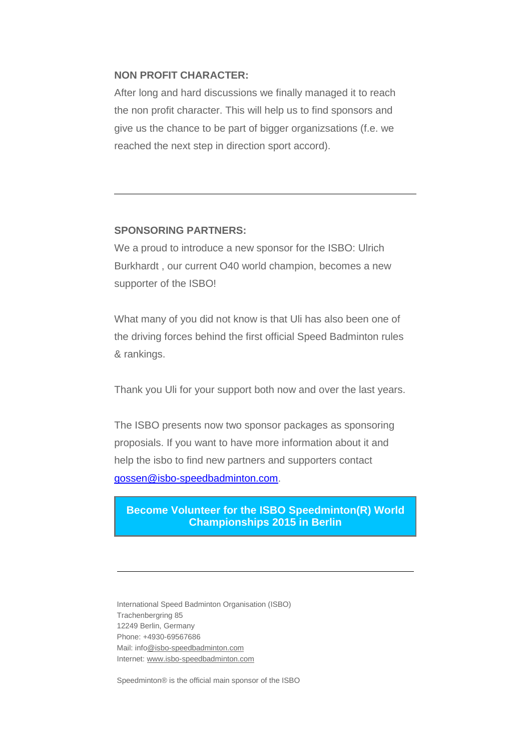**NON PROFIT CHARACTER:**

After long and hard discussions we finally managed it to reach the non profit character. This will help us to find sponsors and give us the chance to be part of bigger organizsations (f.e. we reached the next step in direction sport accord).

---

**SPONSORING PARTNERS:**

We a proud to introduce a new sponsor for the ISBO: Ulrich Burkhardt , our current O40 world champion, becomes a new supporter of the ISBO!

What many of you did not know is that Uli has also been one of the driving forces behind the first official Speed Badminton rules & rankings.

Thank you Uli for your support both now and over the last years.

The ISBO presents now two sponsor packages as sponsoring proposials. If you want to have more information about it and help the isbo to find new partners and supporters contact gossen@isbo-speedbadminton.com.

**Become Volunteer for the ISBO Speedminton(R) World Championships 2015 in Berlin**

---

International Speed Badminton Organisation (ISBO)
Trachenbergring 85
12249 Berlin, Germany
Phone: +4930-69567686
Mail: info@isbo-speedbadminton.com
Internet: www.isbo-speedbadminton.com

Speedminton® is the official main sponsor of the ISBO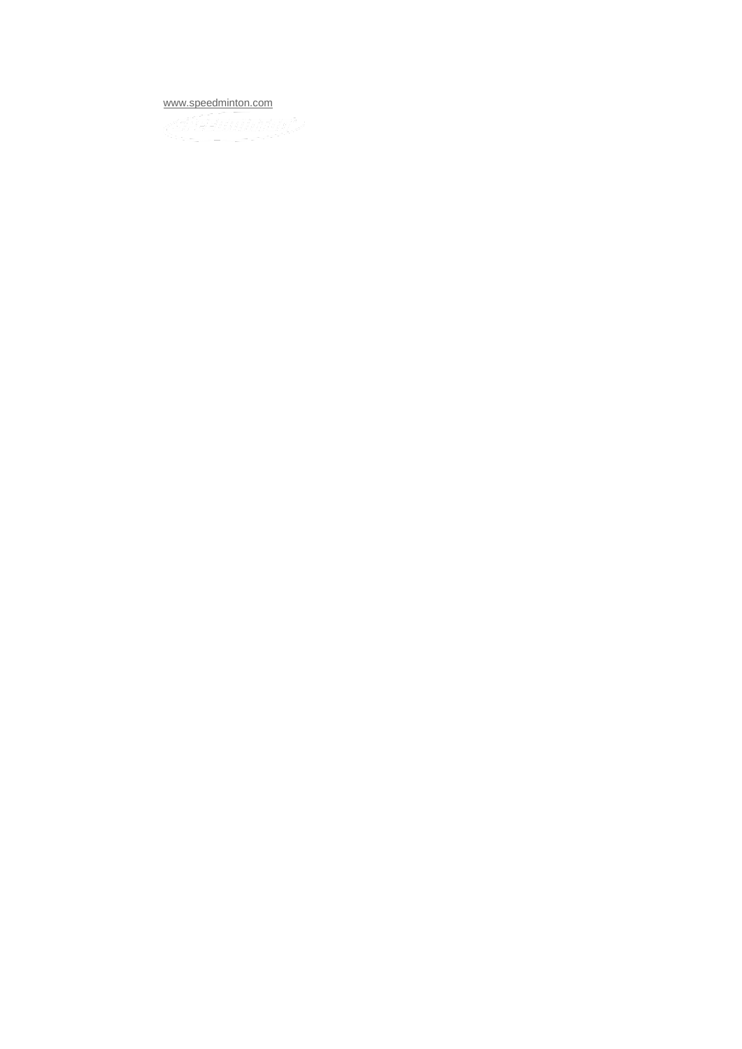www.speedminton.com